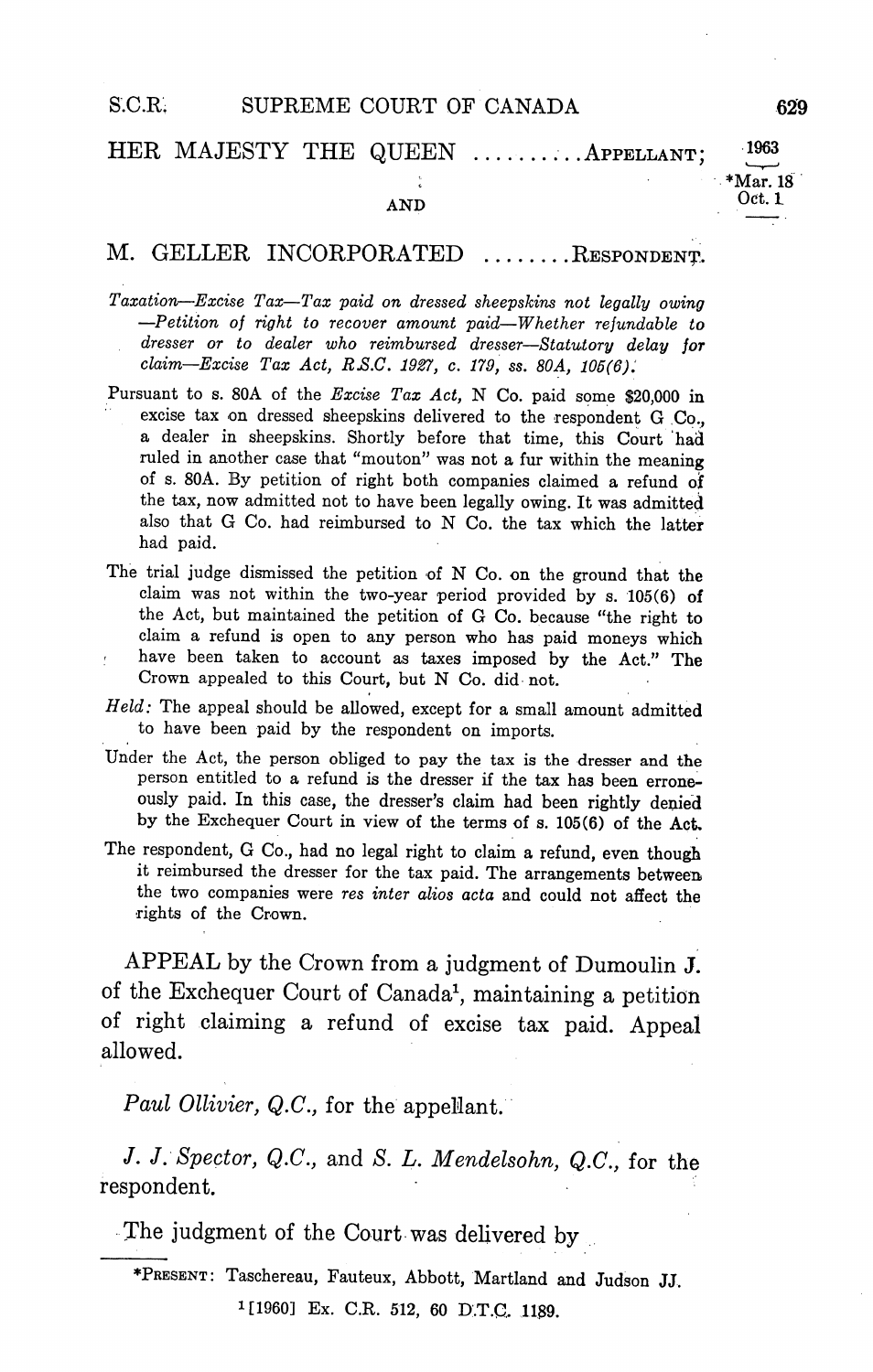HER MAJESTY THE QUEEN ..........APPELLANT;

1963

*Mar. 18
Oct. 1

AND

M. GELLER INCORPORATED ........RESPONDENT.

*Taxation—Excise Tax—Tax paid on dressed sheepskins not legally owing —Petition of right to recover amount paid—Whether refundable to dresser or to dealer who reimbursed dresser—Statutory delay for claim—Excise Tax Act, R.S.C. 1927, c. 179, ss. 80A, 105(6).*

Pursuant to s. 80A of the *Excise Tax Act*, N Co. paid some $20,000 in excise tax on dressed sheepskins delivered to the respondent G Co., a dealer in sheepskins. Shortly before that time, this Court had ruled in another case that "mouton" was not a fur within the meaning of s. 80A. By petition of right both companies claimed a refund of the tax, now admitted not to have been legally owing. It was admitted also that G Co. had reimbursed to N Co. the tax which the latter had paid.

The trial judge dismissed the petition of N Co. on the ground that the claim was not within the two-year period provided by s. 105(6) of the Act, but maintained the petition of G Co. because "the right to claim a refund is open to any person who has paid moneys which have been taken to account as taxes imposed by the Act." The Crown appealed to this Court, but N Co. did not.

*Held:* The appeal should be allowed, except for a small amount admitted to have been paid by the respondent on imports.

Under the Act, the person obliged to pay the tax is the dresser and the person entitled to a refund is the dresser if the tax has been erroneously paid. In this case, the dresser's claim had been rightly denied by the Exchequer Court in view of the terms of s. 105(6) of the Act.

The respondent, G Co., had no legal right to claim a refund, even though it reimbursed the dresser for the tax paid. The arrangements between the two companies were *res inter alios acta* and could not affect the rights of the Crown.

APPEAL by the Crown from a judgment of Dumoulin J. of the Exchequer Court of Canada[1], maintaining a petition of right claiming a refund of excise tax paid. Appeal allowed.

*Paul Ollivier, Q.C.*, for the appellant.

*J. J. Spector, Q.C.*, and *S. L. Mendelsohn, Q.C.*, for the respondent.

The judgment of the Court was delivered by

---

*PRESENT: Taschereau, Fauteux, Abbott, Martland and Judson JJ.

[1] [1960] Ex. C.R. 512, 60 D.T.C. 1189.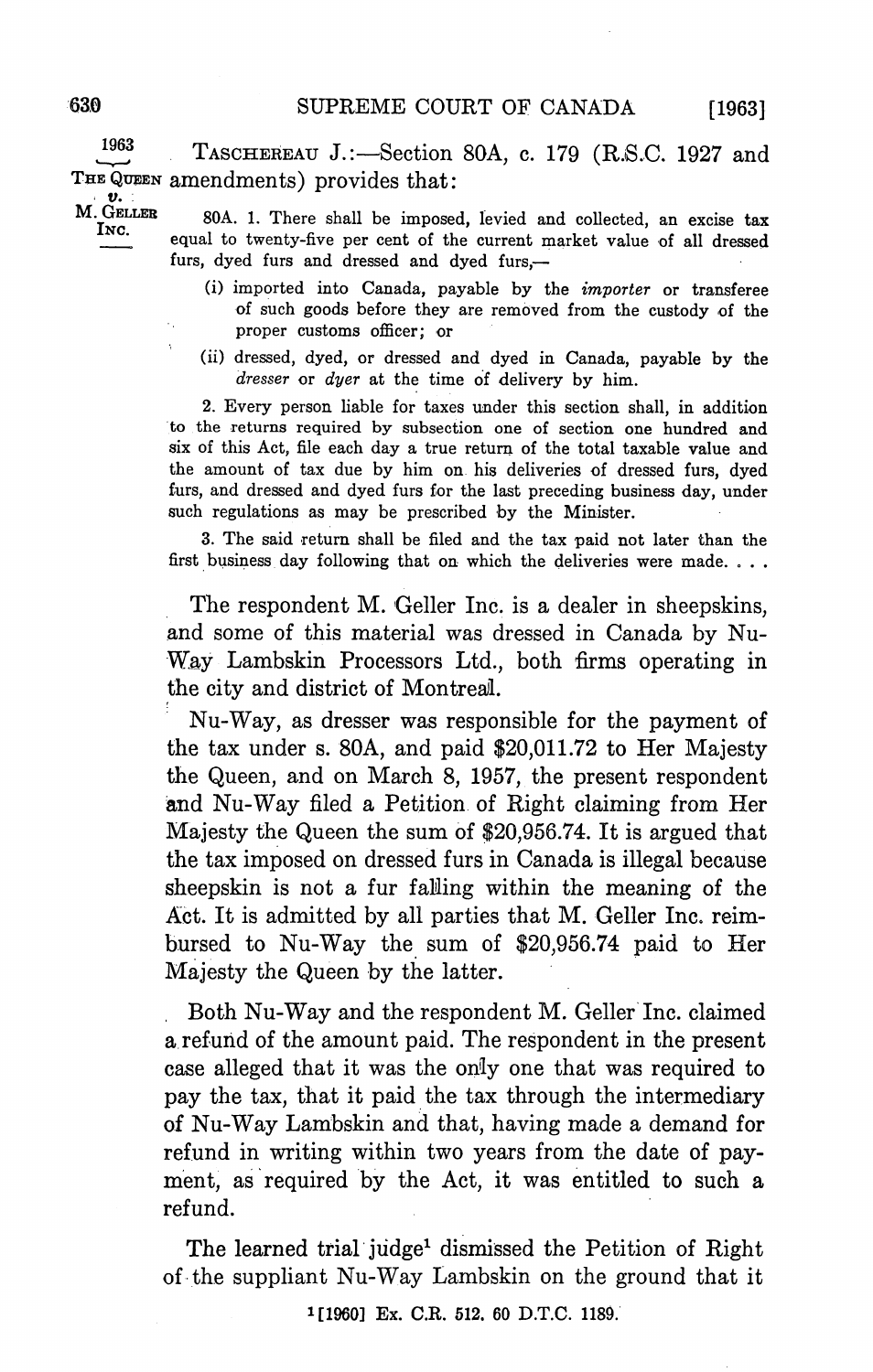TASCHEREAU J.:—Section 80A, c. 179 (R.S.C. 1927 and amendments) provides that:

> 80A. 1. There shall be imposed, levied and collected, an excise tax equal to twenty-five per cent of the current market value of all dressed furs, dyed furs and dressed and dyed furs,—
>
> (i) imported into Canada, payable by the *importer* or transferee of such goods before they are removed from the custody of the proper customs officer; or
>
> (ii) dressed, dyed, or dressed and dyed in Canada, payable by the *dresser* or *dyer* at the time of delivery by him.
>
> 2. Every person liable for taxes under this section shall, in addition to the returns required by subsection one of section one hundred and six of this Act, file each day a true return of the total taxable value and the amount of tax due by him on his deliveries of dressed furs, dyed furs, and dressed and dyed furs for the last preceding business day, under such regulations as may be prescribed by the Minister.
>
> 3. The said return shall be filed and the tax paid not later than the first business day following that on which the deliveries were made. . . .

The respondent M. Geller Inc. is a dealer in sheepskins, and some of this material was dressed in Canada by Nu-Way Lambskin Processors Ltd., both firms operating in the city and district of Montreal.

Nu-Way, as dresser was responsible for the payment of the tax under s. 80A, and paid $20,011.72 to Her Majesty the Queen, and on March 8, 1957, the present respondent and Nu-Way filed a Petition of Right claiming from Her Majesty the Queen the sum of $20,956.74. It is argued that the tax imposed on dressed furs in Canada is illegal because sheepskin is not a fur falling within the meaning of the Act. It is admitted by all parties that M. Geller Inc. reimbursed to Nu-Way the sum of $20,956.74 paid to Her Majesty the Queen by the latter.

Both Nu-Way and the respondent M. Geller Inc. claimed a refund of the amount paid. The respondent in the present case alleged that it was the only one that was required to pay the tax, that it paid the tax through the intermediary of Nu-Way Lambskin and that, having made a demand for refund in writing within two years from the date of payment, as required by the Act, it was entitled to such a refund.

The learned trial judge[1] dismissed the Petition of Right of the suppliant Nu-Way Lambskin on the ground that it

[1] [1960] Ex. C.R. 512, 60 D.T.C. 1189.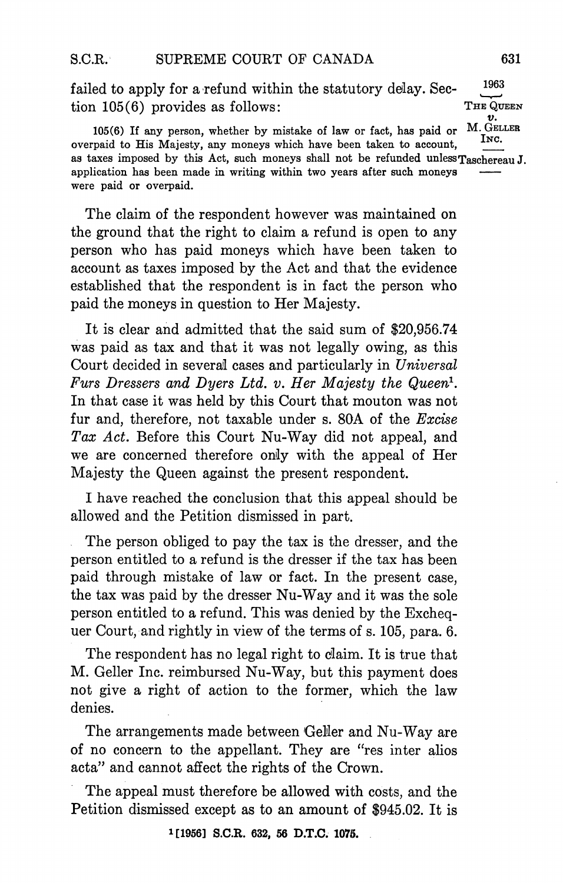failed to apply for a refund within the statutory delay. Section 105(6) provides as follows:

> 105(6) If any person, whether by mistake of law or fact, has paid or overpaid to His Majesty, any moneys which have been taken to account, as taxes imposed by this Act, such moneys shall not be refunded unless application has been made in writing within two years after such moneys were paid or overpaid.

The claim of the respondent however was maintained on the ground that the right to claim a refund is open to any person who has paid moneys which have been taken to account as taxes imposed by the Act and that the evidence established that the respondent is in fact the person who paid the moneys in question to Her Majesty.

It is clear and admitted that the said sum of $20,956.74 was paid as tax and that it was not legally owing, as this Court decided in several cases and particularly in *Universal Furs Dressers and Dyers Ltd. v. Her Majesty the Queen*[1]. In that case it was held by this Court that mouton was not fur and, therefore, not taxable under s. 80A of the *Excise Tax Act*. Before this Court Nu-Way did not appeal, and we are concerned therefore only with the appeal of Her Majesty the Queen against the present respondent.

I have reached the conclusion that this appeal should be allowed and the Petition dismissed in part.

The person obliged to pay the tax is the dresser, and the person entitled to a refund is the dresser if the tax has been paid through mistake of law or fact. In the present case, the tax was paid by the dresser Nu-Way and it was the sole person entitled to a refund. This was denied by the Exchequer Court, and rightly in view of the terms of s. 105, para. 6.

The respondent has no legal right to claim. It is true that M. Geller Inc. reimbursed Nu-Way, but this payment does not give a right of action to the former, which the law denies.

The arrangements made between Geller and Nu-Way are of no concern to the appellant. They are "res inter alios acta" and cannot affect the rights of the Crown.

The appeal must therefore be allowed with costs, and the Petition dismissed except as to an amount of $945.02. It is

[1] [1956] S.C.R. 632, 56 D.T.C. 1075.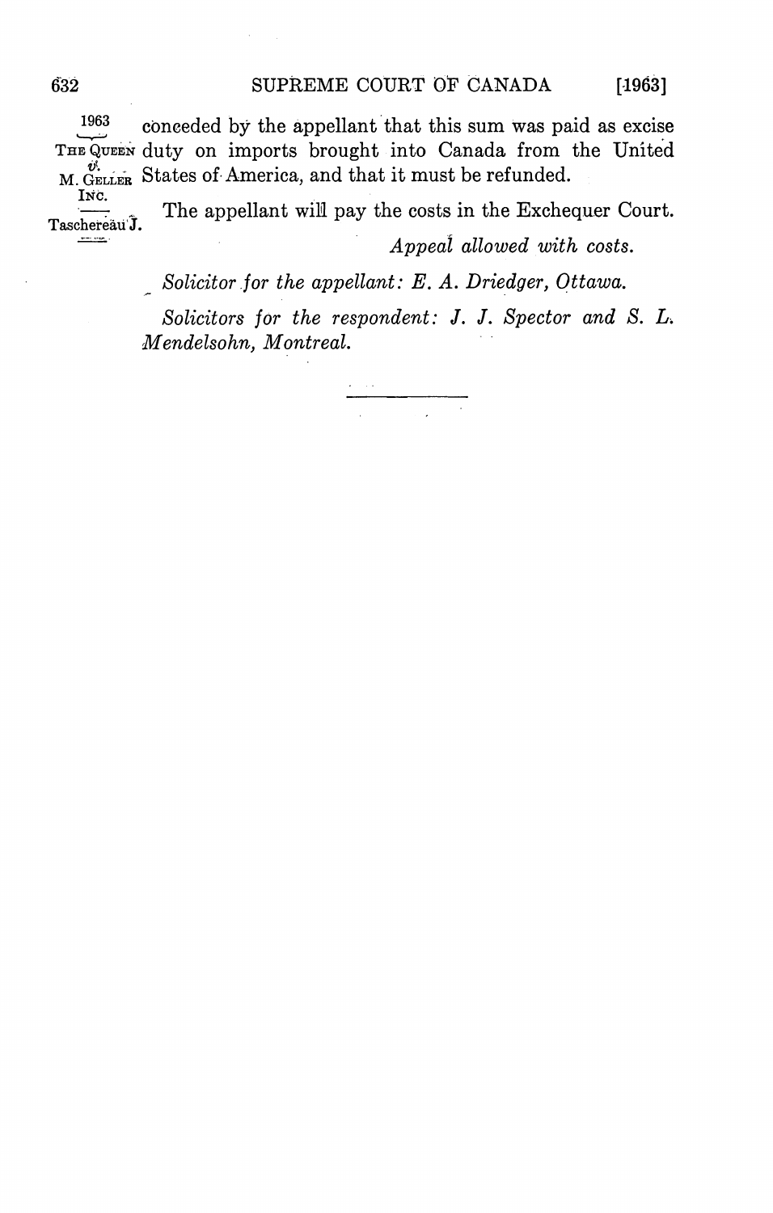conceded by the appellant that this sum was paid as excise duty on imports brought into Canada from the United States of America, and that it must be refunded.

The appellant will pay the costs in the Exchequer Court.

*Appeal allowed with costs.*

*Solicitor for the appellant: E. A. Driedger, Ottawa.*

*Solicitors for the respondent: J. J. Spector and S. L. Mendelsohn, Montreal.*